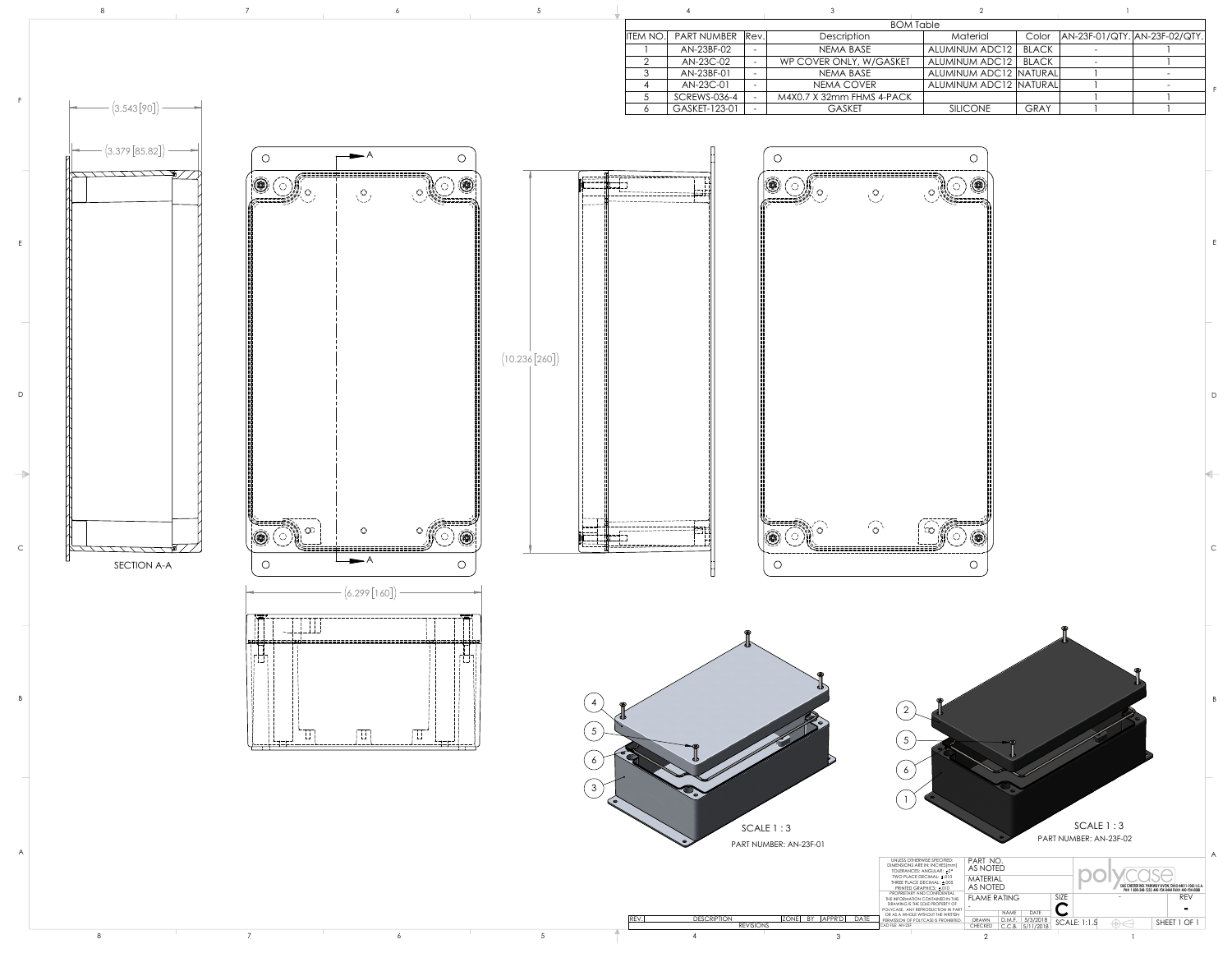## BOM Table

| ITEM NO. | PART NUMBER | Rev. | Description | Material | Color | AN-23F-01/QTY. | AN-23F-02/QTY. |
|---|---|---|---|---|---|---|---|
| 1 | AN-23BF-02 | - | NEMA BASE | ALUMINUM ADC12 | BLACK | - | 1 |
| 2 | AN-23C-02 | - | WP COVER ONLY, W/GASKET | ALUMINUM ADC12 | BLACK | - | 1 |
| 3 | AN-23BF-01 | - | NEMA BASE | ALUMINUM ADC12 | NATURAL | 1 | - |
| 4 | AN-23C-01 | - | NEMA COVER | ALUMINUM ADC12 | NATURAL | 1 | - |
| 5 | SCREWS-036-4 | - | M4X0.7 X 32mm FHMS 4-PACK | | | 1 | 1 |
| 6 | GASKET-123-01 | - | GASKET | SILICONE | GRAY | 1 | 1 |

(3.543 [90])

(3.379 [85.82])

SECTION A-A

(10.236 [260])

(6.299 [160])

SCALE 1 : 3

PART NUMBER: AN-23F-01

SCALE 1 : 3

PART NUMBER: AN-23F-02

UNLESS OTHERWISE SPECIFIED: DIMENSIONS ARE IN: INCHES[mm] TOLERANCES: ANGULAR: ±2° TWO PLACE DECIMAL: ±.010 THREE PLACE DECIMAL: ±.005 PRINTED GRAPHICS: ±.010

PROPRIETARY AND CONFIDENTIAL THE INFORMATION CONTAINED IN THIS DRAWING IS THE SOLE PROPERTY OF POLYCASE. ANY REPRODUCTION IN PART OR AS A WHOLE WITHOUT THE WRITTEN PERMISSION OF POLYCASE IS PROHIBITED.

CAD FILE: AN-23F

| | NAME | DATE |
|---|---|---|
| DRAWN | D.M.F. | 5/3/2018 |
| CHECKED | C.C.B. | 5/11/2018 |

PART NO. AS NOTED

MATERIAL AS NOTED

FLAME RATING -

SIZE C

SCALE: 1:1.5

REV -

SHEET 1 OF 1

polycase

| REV. | DESCRIPTION | ZONE | BY | APPR'D | DATE |
|---|---|---|---|---|---|

REVISIONS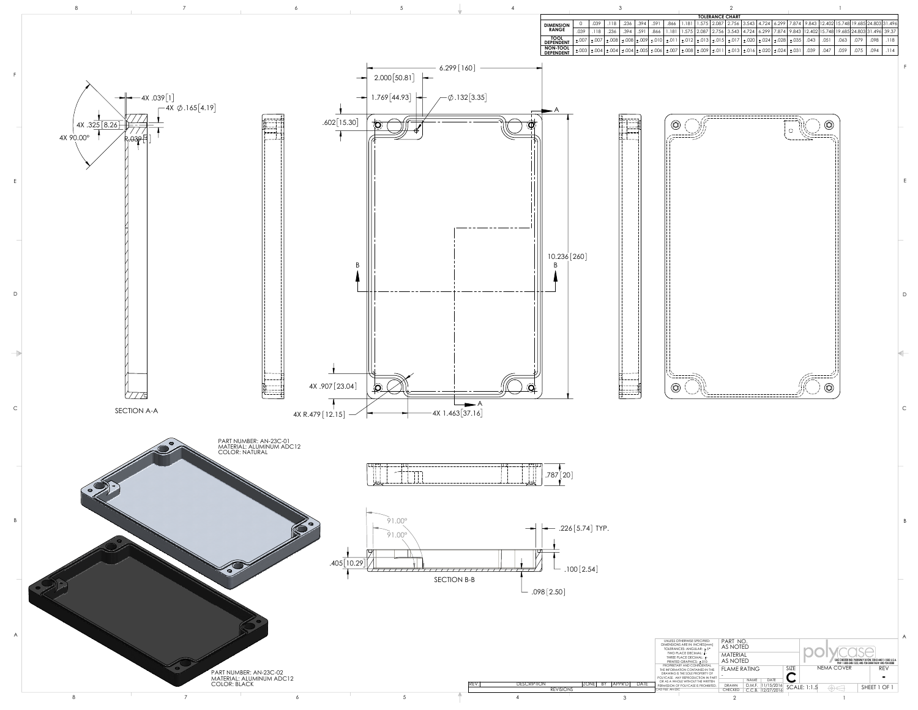**TOLERANCE CHART**

| DIMENSION RANGE | 0 | .039 | .118 | .236 | .394 | .591 | .866 | 1.181 | 1.575 | 2.087 | 2.756 | 3.543 | 4.724 | 6.299 | 7.874 | 9.843 | 12.402 | 15.748 | 19.685 | 24.803 | 31.496 |
|---|---|---|---|---|---|---|---|---|---|---|---|---|---|---|---|---|---|---|---|---|---|
| | .039 | .118 | .236 | .394 | .591 | .866 | 1.181 | 1.575 | 2.087 | 2.756 | 3.543 | 4.724 | 6.299 | 7.874 | 9.843 | 12.402 | 15.748 | 19.685 | 24.803 | 31.496 | 39.37 |
| TOOL DEPENDENT | ±.007 | ±.007 | ±.008 | ±.008 | ±.009 | ±.010 | ±.011 | ±.012 | ±.013 | ±.015 | ±.017 | ±.020 | ±.024 | ±.028 | ±.035 | .043 | .051 | .063 | .079 | .098 | .118 |
| NON-TOOL DEPENDENT | ±.003 | ±.004 | ±.004 | ±.004 | ±.005 | ±.006 | ±.007 | ±.008 | ±.009 | ±.011 | ±.013 | ±.016 | ±.020 | ±.024 | ±.031 | .039 | .047 | .059 | .075 | .094 | .114 |

SECTION A-A

4X .039[1]
4X ∅.165[4.19]
4X .325[8.26]
4X 90.00°
R.039[1]

6.299[160]
2.000[50.81]
1.769[44.93]
∅.132[3.35]
.602[15.30]
10.236[260]
4X .907[23.04]
4X R.479[12.15]
4X 1.463[37.16]

.787[20]

91.00°
91.00°
.226[5.74] TYP.
.405[10.29]
.100[2.54]
.098[2.50]

SECTION B-B

PART NUMBER: AN-23C-01
MATERIAL: ALUMINUM ADC12
COLOR: NATURAL

PART NUMBER: AN-23C-02
MATERIAL: ALUMINUM ADC12
COLOR: BLACK

UNLESS OTHERWISE SPECIFIED: DIMENSIONS ARE IN: INCHES[mm]
TOLERANCES: ANGULAR: ±.5°
TWO PLACE DECIMAL: ±
THREE PLACE DECIMAL: ±
PRINTED GRAPHICS: ±.010

PROPRIETARY AND CONFIDENTIAL
THE INFORMATION CONTAINED IN THIS DRAWING IS THE SOLE PROPERTY OF POLYCASE. ANY REPRODUCTION IN PART OR AS A WHOLE WITHOUT THE WRITTEN PERMISSION OF POLYCASE IS PROHIBITED.
CAD FILE: AN-23C

| PART NO. | AS NOTED |
|---|---|
| MATERIAL | AS NOTED |
| FLAME RATING | - |

| | NAME | DATE |
|---|---|---|
| DRAWN | D.M.F. | 11/15/2016 |
| CHECKED | C.C.B. | 12/27/2016 |

polycase

SIZE: C
NEMA COVER
REV: -
SCALE: 1:1.5
SHEET 1 OF 1

| REV. | DESCRIPTION | ZONE | BY | APPR'D | DATE |
|---|---|---|---|---|---|

REVISIONS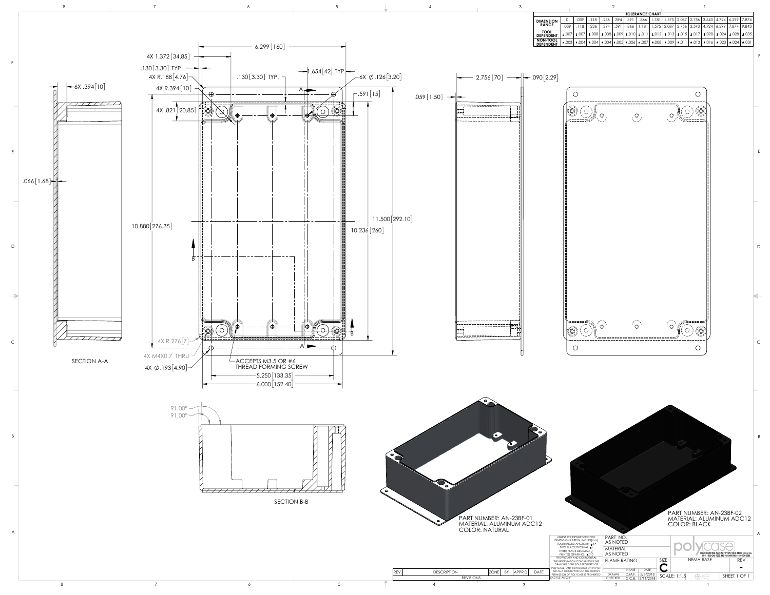| TOLERANCE CHART | | | | | | | | | | | | | | | | |
|---|---|---|---|---|---|---|---|---|---|---|---|---|---|---|---|---|
| DIMENSION RANGE | 0 | .039 | .118 | .236 | .394 | .591 | .866 | 1.181 | 1.575 | 2.087 | 2.756 | 3.543 | 4.724 | 6.299 | 7.874 |
| | .039 | .118 | .236 | .394 | .591 | .866 | 1.181 | 1.575 | 2.087 | 2.756 | 3.543 | 4.724 | 6.299 | 7.874 | 9.843 |
| TOOL DEPENDENT | ±.007 | ±.007 | ±.008 | ±.008 | ±.009 | ±.010 | ±.011 | ±.012 | ±.013 | ±.015 | ±.017 | ±.020 | ±.024 | ±.028 | ±.035 |
| NON-TOOL DEPENDENT | ±.003 | ±.004 | ±.004 | ±.004 | ±.005 | ±.006 | ±.007 | ±.008 | ±.009 | ±.011 | ±.013 | ±.016 | ±.020 | ±.024 | ±.031 |

6.299 [160]
4X 1.372 [34.85]
.130 [3.30] TYP.
4X R.188 [4.76]
.130 [3.30] TYP.
1.654 [42] TYP.
6X Ø.126 [3.20]
4X R.394 [10]
6X .394 [10]
.591 [15]
4X .821 [20.85]
.066 [1.68]
10.880 [276.35]
11.500 [292.10]
10.236 [260]
4X R.276 [7]
4X M4X0.7 THRU
4X Ø.193 [4.90]
ACCEPTS M3.5 OR #6 THREAD FORMING SCREW
5.250 [133.35]
6.000 [152.40]
2.756 [70]
.090 [2.29]
.059 [1.50]

SECTION A-A

91.00°
91.00°

SECTION B-B

PART NUMBER: AN-23BF-01
MATERIAL: ALUMINUM ADC12
COLOR: NATURAL

PART NUMBER: AN-23BF-02
MATERIAL: ALUMINUM ADC12
COLOR: BLACK

UNLESS OTHERWISE SPECIFIED: DIMENSIONS ARE IN: INCHES [mm]
TOLERANCES: ANGULAR: ±.5°
TWO PLACE DECIMAL: ±
THREE PLACE DECIMAL: ±
PRINTED GRAPHICS: ±.010

PROPRIETARY AND CONFIDENTIAL
THE INFORMATION CONTAINED IN THIS DRAWING IS THE SOLE PROPERTY OF POLYCASE. ANY REPRODUCTION IN PART OR AS A WHOLE WITHOUT THE WRITTEN PERMISSION OF POLYCASE IS PROHIBITED.
CAD FILE: AN-23BF

| | NAME | DATE |
|---|---|---|
| DRAWN | D.M.F. | 5/3/2018 |
| CHECKED | C.C.B. | 5/11/2018 |

PART NO.: AS NOTED
MATERIAL: AS NOTED
FLAME RATING: -

polycase

SIZE: C
NEMA BASE
REV: -
SCALE: 1:1.5
SHEET 1 OF 1

| REV. | DESCRIPTION | ZONE | BY | APPR'D | DATE |
|---|---|---|---|---|---|

REVISIONS